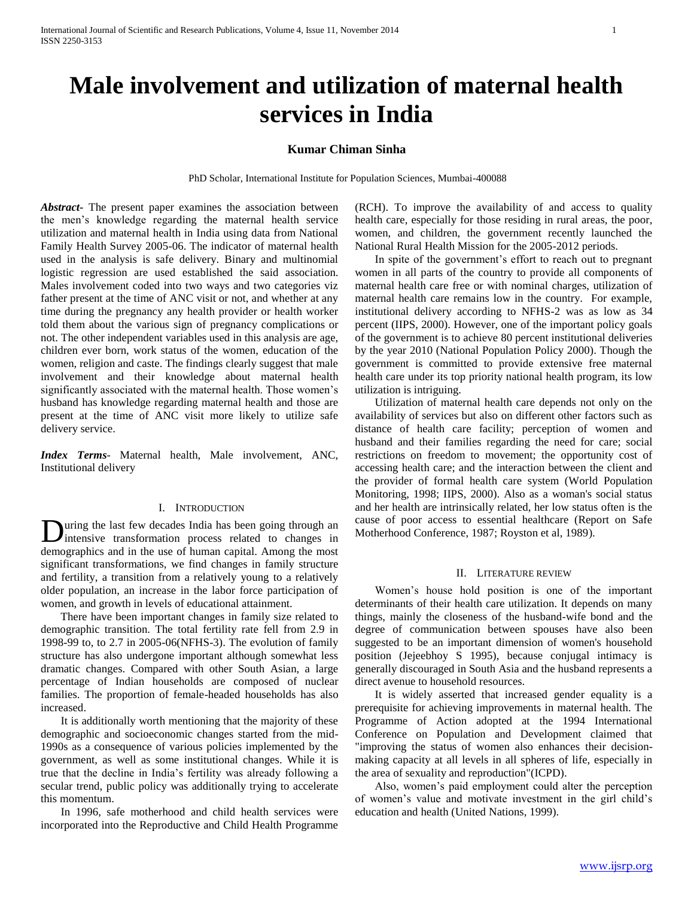# Male involvement and utilization of maternal health services in India

**Kumar Chiman Sinha**

PhD Scholar, International Institute for Population Sciences, Mumbai-400088

***Abstract***- The present paper examines the association between the men's knowledge regarding the maternal health service utilization and maternal health in India using data from National Family Health Survey 2005-06. The indicator of maternal health used in the analysis is safe delivery. Binary and multinomial logistic regression are used established the said association. Males involvement coded into two ways and two categories viz father present at the time of ANC visit or not, and whether at any time during the pregnancy any health provider or health worker told them about the various sign of pregnancy complications or not. The other independent variables used in this analysis are age, children ever born, work status of the women, education of the women, religion and caste. The findings clearly suggest that male involvement and their knowledge about maternal health significantly associated with the maternal health. Those women's husband has knowledge regarding maternal health and those are present at the time of ANC visit more likely to utilize safe delivery service.

***Index Terms***- Maternal health, Male involvement, ANC, Institutional delivery

## I. Introduction

During the last few decades India has been going through an intensive transformation process related to changes in demographics and in the use of human capital. Among the most significant transformations, we find changes in family structure and fertility, a transition from a relatively young to a relatively older population, an increase in the labor force participation of women, and growth in levels of educational attainment.

There have been important changes in family size related to demographic transition. The total fertility rate fell from 2.9 in 1998-99 to, to 2.7 in 2005-06(NFHS-3). The evolution of family structure has also undergone important although somewhat less dramatic changes. Compared with other South Asian, a large percentage of Indian households are composed of nuclear families. The proportion of female-headed households has also increased.

It is additionally worth mentioning that the majority of these demographic and socioeconomic changes started from the mid-1990s as a consequence of various policies implemented by the government, as well as some institutional changes. While it is true that the decline in India's fertility was already following a secular trend, public policy was additionally trying to accelerate this momentum.

In 1996, safe motherhood and child health services were incorporated into the Reproductive and Child Health Programme (RCH). To improve the availability of and access to quality health care, especially for those residing in rural areas, the poor, women, and children, the government recently launched the National Rural Health Mission for the 2005-2012 periods.

In spite of the government's effort to reach out to pregnant women in all parts of the country to provide all components of maternal health care free or with nominal charges, utilization of maternal health care remains low in the country. For example, institutional delivery according to NFHS-2 was as low as 34 percent (IIPS, 2000). However, one of the important policy goals of the government is to achieve 80 percent institutional deliveries by the year 2010 (National Population Policy 2000). Though the government is committed to provide extensive free maternal health care under its top priority national health program, its low utilization is intriguing.

Utilization of maternal health care depends not only on the availability of services but also on different other factors such as distance of health care facility; perception of women and husband and their families regarding the need for care; social restrictions on freedom to movement; the opportunity cost of accessing health care; and the interaction between the client and the provider of formal health care system (World Population Monitoring, 1998; IIPS, 2000). Also as a woman's social status and her health are intrinsically related, her low status often is the cause of poor access to essential healthcare (Report on Safe Motherhood Conference, 1987; Royston et al, 1989).

## II. Literature review

Women's house hold position is one of the important determinants of their health care utilization. It depends on many things, mainly the closeness of the husband-wife bond and the degree of communication between spouses have also been suggested to be an important dimension of women's household position (Jejeebhoy S 1995), because conjugal intimacy is generally discouraged in South Asia and the husband represents a direct avenue to household resources.

It is widely asserted that increased gender equality is a prerequisite for achieving improvements in maternal health. The Programme of Action adopted at the 1994 International Conference on Population and Development claimed that "improving the status of women also enhances their decision-making capacity at all levels in all spheres of life, especially in the area of sexuality and reproduction"(ICPD).

Also, women's paid employment could alter the perception of women's value and motivate investment in the girl child's education and health (United Nations, 1999).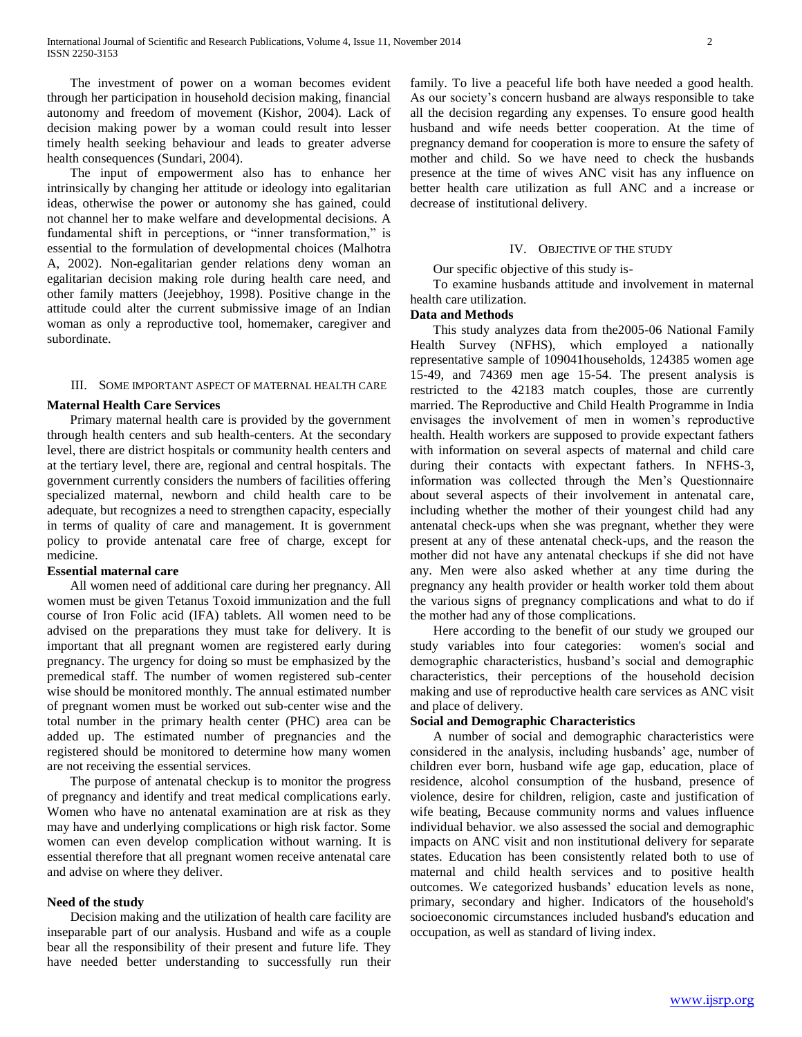The investment of power on a woman becomes evident through her participation in household decision making, financial autonomy and freedom of movement (Kishor, 2004). Lack of decision making power by a woman could result into lesser timely health seeking behaviour and leads to greater adverse health consequences (Sundari, 2004).

The input of empowerment also has to enhance her intrinsically by changing her attitude or ideology into egalitarian ideas, otherwise the power or autonomy she has gained, could not channel her to make welfare and developmental decisions. A fundamental shift in perceptions, or "inner transformation," is essential to the formulation of developmental choices (Malhotra A, 2002). Non-egalitarian gender relations deny woman an egalitarian decision making role during health care need, and other family matters (Jeejebhoy, 1998). Positive change in the attitude could alter the current submissive image of an Indian woman as only a reproductive tool, homemaker, caregiver and subordinate.

## III. Some important aspect of maternal health care

### Maternal Health Care Services

Primary maternal health care is provided by the government through health centers and sub health-centers. At the secondary level, there are district hospitals or community health centers and at the tertiary level, there are, regional and central hospitals. The government currently considers the numbers of facilities offering specialized maternal, newborn and child health care to be adequate, but recognizes a need to strengthen capacity, especially in terms of quality of care and management. It is government policy to provide antenatal care free of charge, except for medicine.

### Essential maternal care

All women need of additional care during her pregnancy. All women must be given Tetanus Toxoid immunization and the full course of Iron Folic acid (IFA) tablets. All women need to be advised on the preparations they must take for delivery. It is important that all pregnant women are registered early during pregnancy. The urgency for doing so must be emphasized by the premedical staff. The number of women registered sub-center wise should be monitored monthly. The annual estimated number of pregnant women must be worked out sub-center wise and the total number in the primary health center (PHC) area can be added up. The estimated number of pregnancies and the registered should be monitored to determine how many women are not receiving the essential services.

The purpose of antenatal checkup is to monitor the progress of pregnancy and identify and treat medical complications early. Women who have no antenatal examination are at risk as they may have and underlying complications or high risk factor. Some women can even develop complication without warning. It is essential therefore that all pregnant women receive antenatal care and advise on where they deliver.

### Need of the study

Decision making and the utilization of health care facility are inseparable part of our analysis. Husband and wife as a couple bear all the responsibility of their present and future life. They have needed better understanding to successfully run their family. To live a peaceful life both have needed a good health. As our society's concern husband are always responsible to take all the decision regarding any expenses. To ensure good health husband and wife needs better cooperation. At the time of pregnancy demand for cooperation is more to ensure the safety of mother and child. So we have need to check the husbands presence at the time of wives ANC visit has any influence on better health care utilization as full ANC and a increase or decrease of institutional delivery.

## IV. Objective of the study

Our specific objective of this study is-

To examine husbands attitude and involvement in maternal health care utilization.

### Data and Methods

This study analyzes data from the2005-06 National Family Health Survey (NFHS), which employed a nationally representative sample of 109041households, 124385 women age 15-49, and 74369 men age 15-54. The present analysis is restricted to the 42183 match couples, those are currently married. The Reproductive and Child Health Programme in India envisages the involvement of men in women's reproductive health. Health workers are supposed to provide expectant fathers with information on several aspects of maternal and child care during their contacts with expectant fathers. In NFHS-3, information was collected through the Men's Questionnaire about several aspects of their involvement in antenatal care, including whether the mother of their youngest child had any antenatal check-ups when she was pregnant, whether they were present at any of these antenatal check-ups, and the reason the mother did not have any antenatal checkups if she did not have any. Men were also asked whether at any time during the pregnancy any health provider or health worker told them about the various signs of pregnancy complications and what to do if the mother had any of those complications.

Here according to the benefit of our study we grouped our study variables into four categories: women's social and demographic characteristics, husband's social and demographic characteristics, their perceptions of the household decision making and use of reproductive health care services as ANC visit and place of delivery.

### Social and Demographic Characteristics

A number of social and demographic characteristics were considered in the analysis, including husbands' age, number of children ever born, husband wife age gap, education, place of residence, alcohol consumption of the husband, presence of violence, desire for children, religion, caste and justification of wife beating, Because community norms and values influence individual behavior. we also assessed the social and demographic impacts on ANC visit and non institutional delivery for separate states. Education has been consistently related both to use of maternal and child health services and to positive health outcomes. We categorized husbands' education levels as none, primary, secondary and higher. Indicators of the household's socioeconomic circumstances included husband's education and occupation, as well as standard of living index.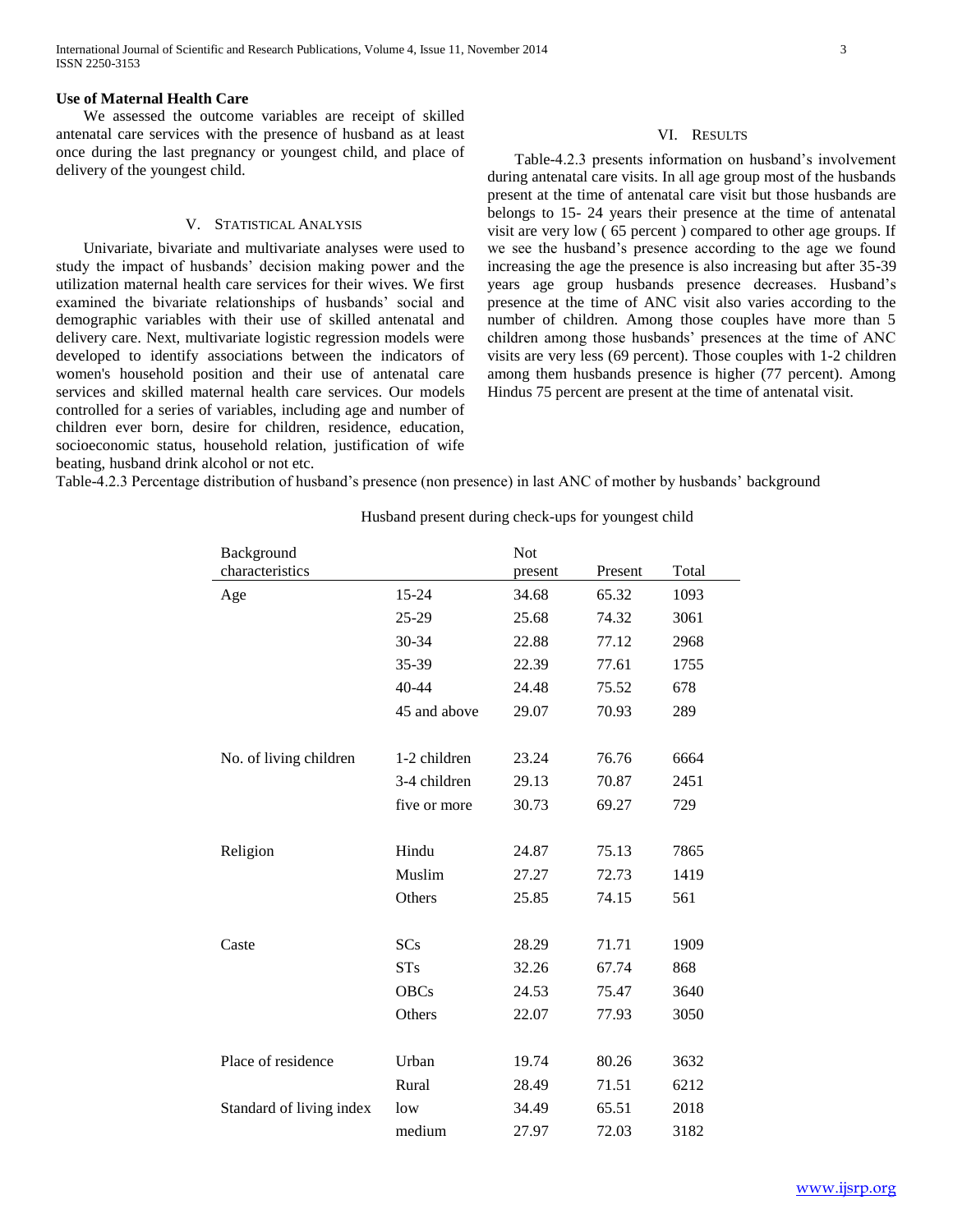### Use of Maternal Health Care

We assessed the outcome variables are receipt of skilled antenatal care services with the presence of husband as at least once during the last pregnancy or youngest child, and place of delivery of the youngest child.

## V. Statistical Analysis

Univariate, bivariate and multivariate analyses were used to study the impact of husbands' decision making power and the utilization maternal health care services for their wives. We first examined the bivariate relationships of husbands' social and demographic variables with their use of skilled antenatal and delivery care. Next, multivariate logistic regression models were developed to identify associations between the indicators of women's household position and their use of antenatal care services and skilled maternal health care services. Our models controlled for a series of variables, including age and number of children ever born, desire for children, residence, education, socioeconomic status, household relation, justification of wife beating, husband drink alcohol or not etc.

## VI. Results

Table-4.2.3 presents information on husband's involvement during antenatal care visits. In all age group most of the husbands present at the time of antenatal care visit but those husbands are belongs to 15- 24 years their presence at the time of antenatal visit are very low ( 65 percent ) compared to other age groups. If we see the husband's presence according to the age we found increasing the age the presence is also increasing but after 35-39 years age group husbands presence decreases. Husband's presence at the time of ANC visit also varies according to the number of children. Among those couples have more than 5 children among those husbands' presences at the time of ANC visits are very less (69 percent). Those couples with 1-2 children among them husbands presence is higher (77 percent). Among Hindus 75 percent are present at the time of antenatal visit.

Table-4.2.3 Percentage distribution of husband's presence (non presence) in last ANC of mother by husbands' background

| | | Husband present during check-ups for youngest child | | |
|---|---|---|---|---|
| Background characteristics | | Not present | Present | Total |
| Age | 15-24 | 34.68 | 65.32 | 1093 |
| | 25-29 | 25.68 | 74.32 | 3061 |
| | 30-34 | 22.88 | 77.12 | 2968 |
| | 35-39 | 22.39 | 77.61 | 1755 |
| | 40-44 | 24.48 | 75.52 | 678 |
| | 45 and above | 29.07 | 70.93 | 289 |
| No. of living children | 1-2 children | 23.24 | 76.76 | 6664 |
| | 3-4 children | 29.13 | 70.87 | 2451 |
| | five or more | 30.73 | 69.27 | 729 |
| Religion | Hindu | 24.87 | 75.13 | 7865 |
| | Muslim | 27.27 | 72.73 | 1419 |
| | Others | 25.85 | 74.15 | 561 |
| Caste | SCs | 28.29 | 71.71 | 1909 |
| | STs | 32.26 | 67.74 | 868 |
| | OBCs | 24.53 | 75.47 | 3640 |
| | Others | 22.07 | 77.93 | 3050 |
| Place of residence | Urban | 19.74 | 80.26 | 3632 |
| | Rural | 28.49 | 71.51 | 6212 |
| Standard of living index | low | 34.49 | 65.51 | 2018 |
| | medium | 27.97 | 72.03 | 3182 |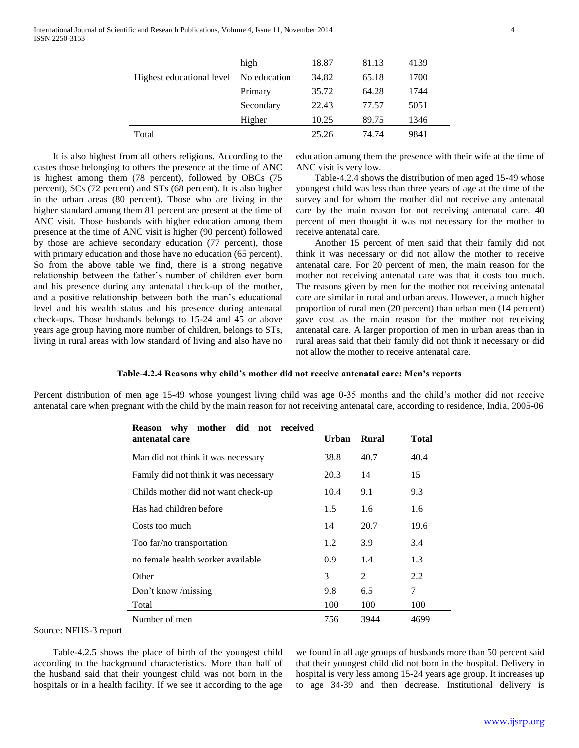| | | | | |
|---|---|---|---|---|
| | high | 18.87 | 81.13 | 4139 |
| Highest educational level | No education | 34.82 | 65.18 | 1700 |
| | Primary | 35.72 | 64.28 | 1744 |
| | Secondary | 22.43 | 77.57 | 5051 |
| | Higher | 10.25 | 89.75 | 1346 |
| Total | | 25.26 | 74.74 | 9841 |

It is also highest from all others religions. According to the castes those belonging to others the presence at the time of ANC is highest among them (78 percent), followed by OBCs (75 percent), SCs (72 percent) and STs (68 percent). It is also higher in the urban areas (80 percent). Those who are living in the higher standard among them 81 percent are present at the time of ANC visit. Those husbands with higher education among them presence at the time of ANC visit is higher (90 percent) followed by those are achieve secondary education (77 percent), those with primary education and those have no education (65 percent). So from the above table we find, there is a strong negative relationship between the father's number of children ever born and his presence during any antenatal check-up of the mother, and a positive relationship between both the man's educational level and his wealth status and his presence during antenatal check-ups. Those husbands belongs to 15-24 and 45 or above years age group having more number of children, belongs to STs, living in rural areas with low standard of living and also have no education among them the presence with their wife at the time of ANC visit is very low.

Table-4.2.4 shows the distribution of men aged 15-49 whose youngest child was less than three years of age at the time of the survey and for whom the mother did not receive any antenatal care by the main reason for not receiving antenatal care. 40 percent of men thought it was not necessary for the mother to receive antenatal care.

Another 15 percent of men said that their family did not think it was necessary or did not allow the mother to receive antenatal care. For 20 percent of men, the main reason for the mother not receiving antenatal care was that it costs too much. The reasons given by men for the mother not receiving antenatal care are similar in rural and urban areas. However, a much higher proportion of rural men (20 percent) than urban men (14 percent) gave cost as the main reason for the mother not receiving antenatal care. A larger proportion of men in urban areas than in rural areas said that their family did not think it necessary or did not allow the mother to receive antenatal care.

**Table-4.2.4 Reasons why child's mother did not receive antenatal care: Men's reports**

Percent distribution of men age 15-49 whose youngest living child was age 0-35 months and the child's mother did not receive antenatal care when pregnant with the child by the main reason for not receiving antenatal care, according to residence, India, 2005-06

| **Reason why mother did not received antenatal care** | **Urban** | **Rural** | **Total** |
|---|---|---|---|
| Man did not think it was necessary | 38.8 | 40.7 | 40.4 |
| Family did not think it was necessary | 20.3 | 14 | 15 |
| Childs mother did not want check-up | 10.4 | 9.1 | 9.3 |
| Has had children before | 1.5 | 1.6 | 1.6 |
| Costs too much | 14 | 20.7 | 19.6 |
| Too far/no transportation | 1.2 | 3.9 | 3.4 |
| no female health worker available | 0.9 | 1.4 | 1.3 |
| Other | 3 | 2 | 2.2 |
| Don't know /missing | 9.8 | 6.5 | 7 |
| Total | 100 | 100 | 100 |
| Number of men | 756 | 3944 | 4699 |

Source: NFHS-3 report

Table-4.2.5 shows the place of birth of the youngest child according to the background characteristics. More than half of the husband said that their youngest child was not born in the hospitals or in a health facility. If we see it according to the age we found in all age groups of husbands more than 50 percent said that their youngest child did not born in the hospital. Delivery in hospital is very less among 15-24 years age group. It increases up to age 34-39 and then decrease. Institutional delivery is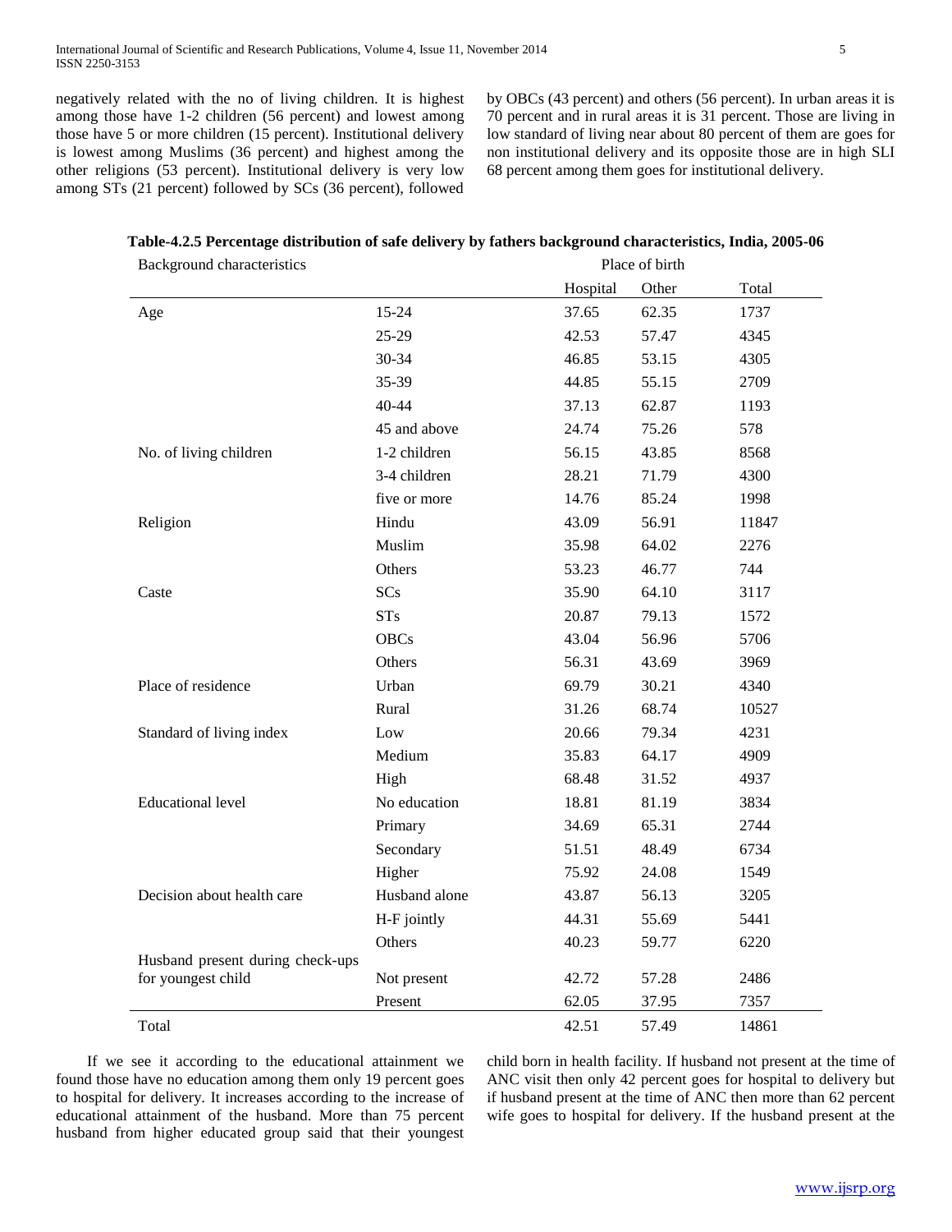negatively related with the no of living children. It is highest among those have 1-2 children (56 percent) and lowest among those have 5 or more children (15 percent). Institutional delivery is lowest among Muslims (36 percent) and highest among the other religions (53 percent). Institutional delivery is very low among STs (21 percent) followed by SCs (36 percent), followed by OBCs (43 percent) and others (56 percent). In urban areas it is 70 percent and in rural areas it is 31 percent. Those are living in low standard of living near about 80 percent of them are goes for non institutional delivery and its opposite those are in high SLI 68 percent among them goes for institutional delivery.

**Table-4.2.5 Percentage distribution of safe delivery by fathers background characteristics, India, 2005-06**

| Background characteristics | | Place of birth | | |
|---|---|---|---|---|
| | | Hospital | Other | Total |
| Age | 15-24 | 37.65 | 62.35 | 1737 |
| | 25-29 | 42.53 | 57.47 | 4345 |
| | 30-34 | 46.85 | 53.15 | 4305 |
| | 35-39 | 44.85 | 55.15 | 2709 |
| | 40-44 | 37.13 | 62.87 | 1193 |
| | 45 and above | 24.74 | 75.26 | 578 |
| No. of living children | 1-2 children | 56.15 | 43.85 | 8568 |
| | 3-4 children | 28.21 | 71.79 | 4300 |
| | five or more | 14.76 | 85.24 | 1998 |
| Religion | Hindu | 43.09 | 56.91 | 11847 |
| | Muslim | 35.98 | 64.02 | 2276 |
| | Others | 53.23 | 46.77 | 744 |
| Caste | SCs | 35.90 | 64.10 | 3117 |
| | STs | 20.87 | 79.13 | 1572 |
| | OBCs | 43.04 | 56.96 | 5706 |
| | Others | 56.31 | 43.69 | 3969 |
| Place of residence | Urban | 69.79 | 30.21 | 4340 |
| | Rural | 31.26 | 68.74 | 10527 |
| Standard of living index | Low | 20.66 | 79.34 | 4231 |
| | Medium | 35.83 | 64.17 | 4909 |
| | High | 68.48 | 31.52 | 4937 |
| Educational level | No education | 18.81 | 81.19 | 3834 |
| | Primary | 34.69 | 65.31 | 2744 |
| | Secondary | 51.51 | 48.49 | 6734 |
| | Higher | 75.92 | 24.08 | 1549 |
| Decision about health care | Husband alone | 43.87 | 56.13 | 3205 |
| | H-F jointly | 44.31 | 55.69 | 5441 |
| | Others | 40.23 | 59.77 | 6220 |
| Husband present during check-ups for youngest child | Not present | 42.72 | 57.28 | 2486 |
| | Present | 62.05 | 37.95 | 7357 |
| Total | | 42.51 | 57.49 | 14861 |

If we see it according to the educational attainment we found those have no education among them only 19 percent goes to hospital for delivery. It increases according to the increase of educational attainment of the husband. More than 75 percent husband from higher educated group said that their youngest child born in health facility. If husband not present at the time of ANC visit then only 42 percent goes for hospital to delivery but if husband present at the time of ANC then more than 62 percent wife goes to hospital for delivery. If the husband present at the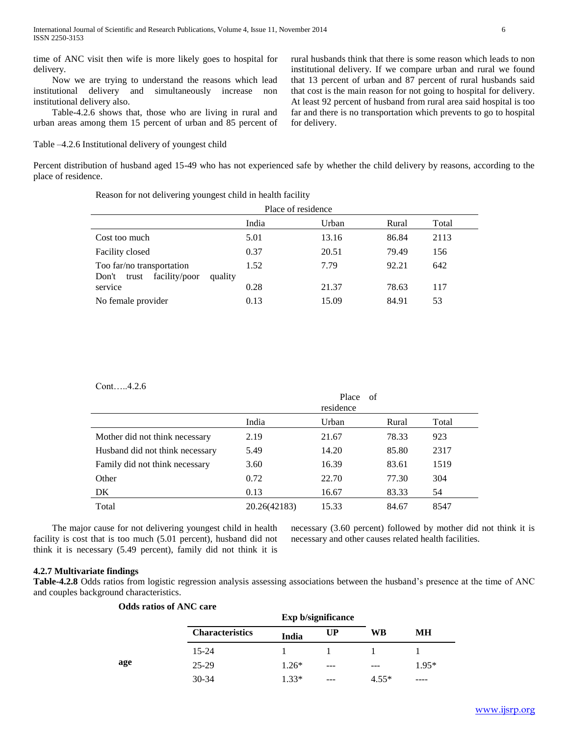time of ANC visit then wife is more likely goes to hospital for delivery.

Now we are trying to understand the reasons which lead institutional delivery and simultaneously increase non institutional delivery also.

Table-4.2.6 shows that, those who are living in rural and urban areas among them 15 percent of urban and 85 percent of rural husbands think that there is some reason which leads to non institutional delivery. If we compare urban and rural we found that 13 percent of urban and 87 percent of rural husbands said that cost is the main reason for not going to hospital for delivery. At least 92 percent of husband from rural area said hospital is too far and there is no transportation which prevents to go to hospital for delivery.

Table –4.2.6 Institutional delivery of youngest child

Percent distribution of husband aged 15-49 who has not experienced safe by whether the child delivery by reasons, according to the place of residence.

Reason for not delivering youngest child in health facility

| | Place of residence | | | |
|---|---|---|---|---|
| | India | Urban | Rural | Total |
| Cost too much | 5.01 | 13.16 | 86.84 | 2113 |
| Facility closed | 0.37 | 20.51 | 79.49 | 156 |
| Too far/no transportation | 1.52 | 7.79 | 92.21 | 642 |
| Don't trust facility/poor quality service | 0.28 | 21.37 | 78.63 | 117 |
| No female provider | 0.13 | 15.09 | 84.91 | 53 |

Cont…..4.2.6

| | | Place of residence | | |
|---|---|---|---|---|
| | India | Urban | Rural | Total |
| Mother did not think necessary | 2.19 | 21.67 | 78.33 | 923 |
| Husband did not think necessary | 5.49 | 14.20 | 85.80 | 2317 |
| Family did not think necessary | 3.60 | 16.39 | 83.61 | 1519 |
| Other | 0.72 | 22.70 | 77.30 | 304 |
| DK | 0.13 | 16.67 | 83.33 | 54 |
| Total | 20.26(42183) | 15.33 | 84.67 | 8547 |

The major cause for not delivering youngest child in health facility is cost that is too much (5.01 percent), husband did not think it is necessary (5.49 percent), family did not think it is necessary (3.60 percent) followed by mother did not think it is necessary and other causes related health facilities.

### 4.2.7 Multivariate findings

**Table-4.2.8** Odds ratios from logistic regression analysis assessing associations between the husband's presence at the time of ANC and couples background characteristics.

**Odds ratios of ANC care**

| | | **Exp b/significance** | | | |
|---|---|---|---|---|---|
| | **Characteristics** | **India** | **UP** | **WB** | **MH** |
| **age** | 15-24 | 1 | 1 | 1 | 1 |
| | 25-29 | 1.26* | --- | --- | 1.95* |
| | 30-34 | 1.33* | --- | 4.55* | ---- |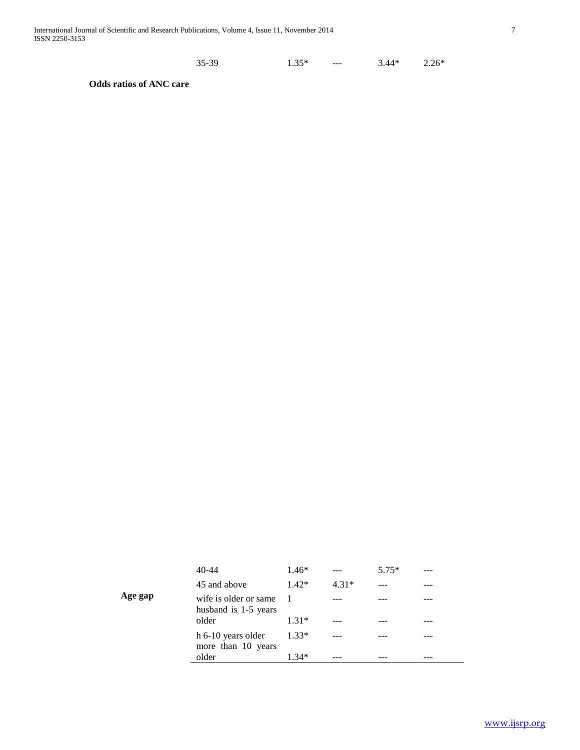| | 35-39 | 1.35* | --- | 3.44* | 2.26* |
|---|---|---|---|---|---|

**Odds ratios of ANC care**

| | | | | | |
|---|---|---|---|---|---|
| | 40-44 | 1.46* | --- | 5.75* | --- |
| | 45 and above | 1.42* | 4.31* | --- | --- |
| **Age gap** | wife is older or same | 1 | --- | --- | --- |
| | husband is 1-5 years older | 1.31* | --- | --- | --- |
| | h 6-10 years older | 1.33* | --- | --- | --- |
| | more than 10 years older | 1.34* | --- | --- | --- |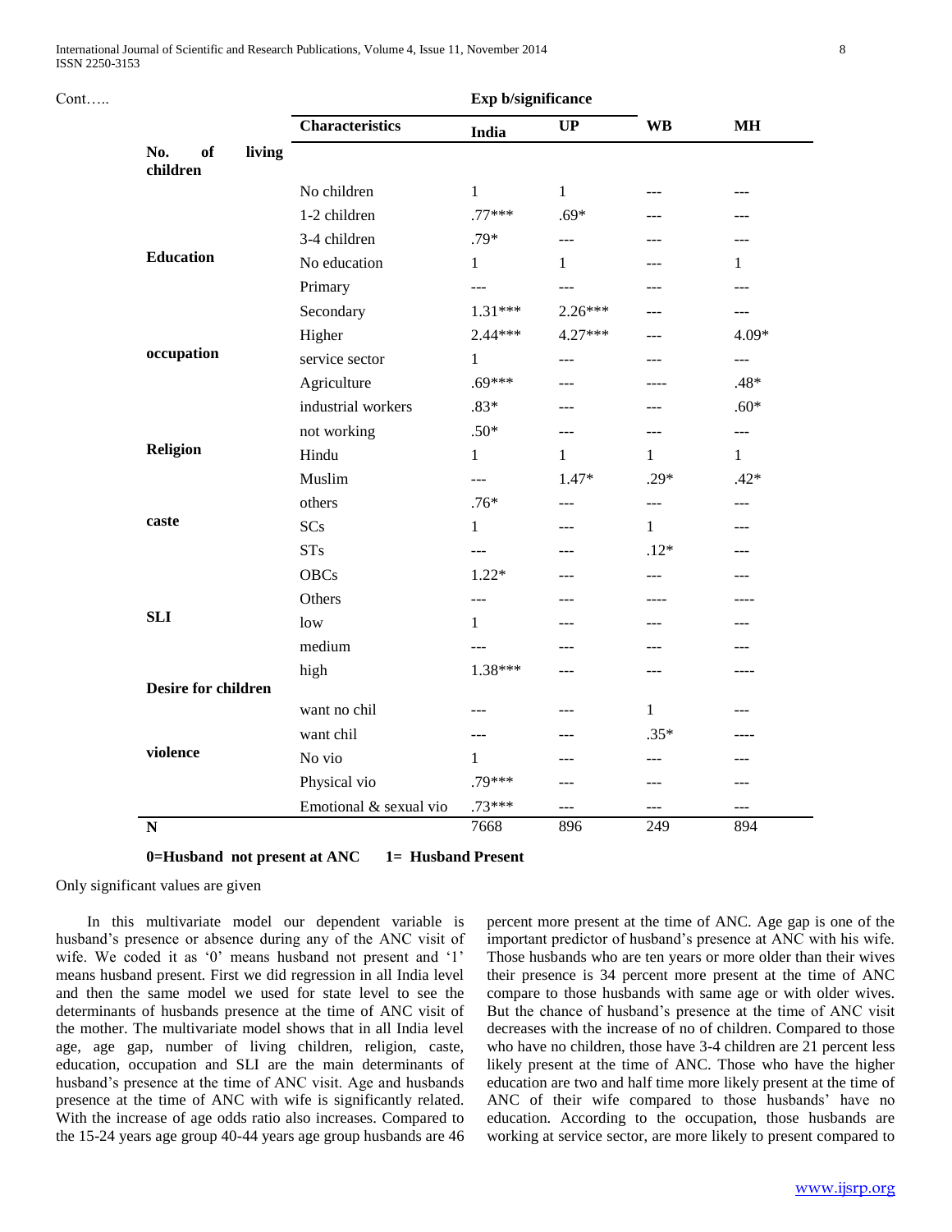Cont…..

| | Characteristics | India | UP | WB | MH |
|---|---|---|---|---|---|
| | | **Exp b/significance** | | | |
| **No. of living children** | | | | | |
| | No children | 1 | 1 | --- | --- |
| | 1-2 children | .77*** | .69* | --- | --- |
| | 3-4 children | .79* | --- | --- | --- |
| **Education** | No education | 1 | 1 | --- | 1 |
| | Primary | --- | --- | --- | --- |
| | Secondary | 1.31*** | 2.26*** | --- | --- |
| | Higher | 2.44*** | 4.27*** | --- | 4.09* |
| **occupation** | service sector | 1 | --- | --- | --- |
| | Agriculture | .69*** | --- | ---- | .48* |
| | industrial workers | .83* | --- | --- | .60* |
| | not working | .50* | --- | --- | --- |
| **Religion** | Hindu | 1 | 1 | 1 | 1 |
| | Muslim | --- | 1.47* | .29* | .42* |
| | others | .76* | --- | --- | --- |
| **caste** | SCs | 1 | --- | 1 | --- |
| | STs | --- | --- | .12* | --- |
| | OBCs | 1.22* | --- | --- | --- |
| | Others | --- | --- | ---- | ---- |
| **SLI** | low | 1 | --- | --- | --- |
| | medium | --- | --- | --- | --- |
| | high | 1.38*** | --- | --- | ---- |
| **Desire for children** | | | | | |
| | want no chil | --- | --- | 1 | --- |
| | want chil | --- | --- | .35* | ---- |
| **violence** | No vio | 1 | --- | --- | --- |
| | Physical vio | .79*** | --- | --- | --- |
| | Emotional & sexual vio | .73*** | --- | --- | --- |
| **N** | | 7668 | 896 | 249 | 894 |

**0=Husband not present at ANC 1= Husband Present**

Only significant values are given

In this multivariate model our dependent variable is husband's presence or absence during any of the ANC visit of wife. We coded it as '0' means husband not present and '1' means husband present. First we did regression in all India level and then the same model we used for state level to see the determinants of husbands presence at the time of ANC visit of the mother. The multivariate model shows that in all India level age, age gap, number of living children, religion, caste, education, occupation and SLI are the main determinants of husband's presence at the time of ANC visit. Age and husbands presence at the time of ANC with wife is significantly related. With the increase of age odds ratio also increases. Compared to the 15-24 years age group 40-44 years age group husbands are 46 percent more present at the time of ANC. Age gap is one of the important predictor of husband's presence at ANC with his wife. Those husbands who are ten years or more older than their wives their presence is 34 percent more present at the time of ANC compare to those husbands with same age or with older wives. But the chance of husband's presence at the time of ANC visit decreases with the increase of no of children. Compared to those who have no children, those have 3-4 children are 21 percent less likely present at the time of ANC. Those who have the higher education are two and half time more likely present at the time of ANC of their wife compared to those husbands' have no education. According to the occupation, those husbands are working at service sector, are more likely to present compared to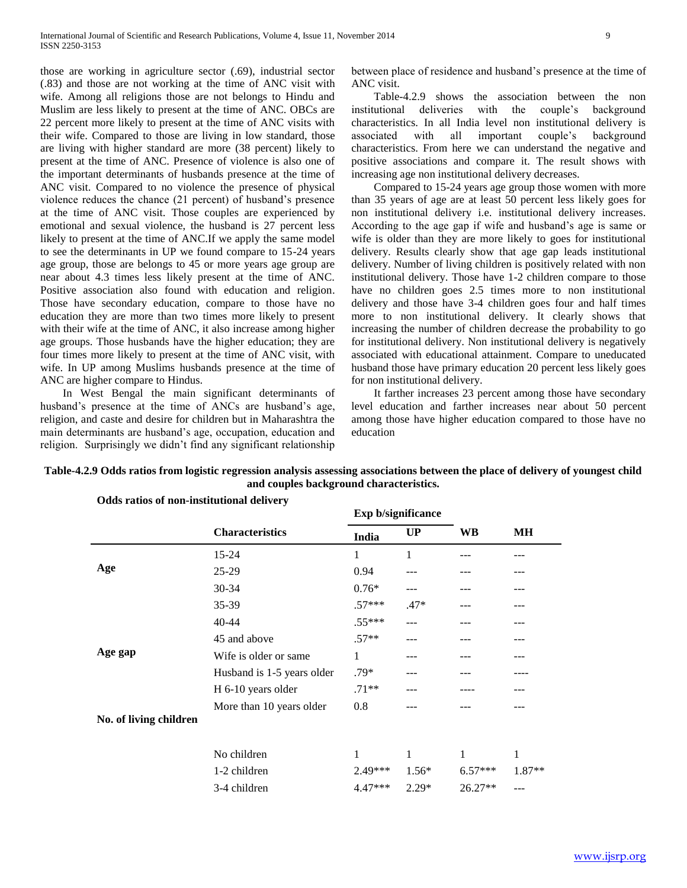those are working in agriculture sector (.69), industrial sector (.83) and those are not working at the time of ANC visit with wife. Among all religions those are not belongs to Hindu and Muslim are less likely to present at the time of ANC. OBCs are 22 percent more likely to present at the time of ANC visits with their wife. Compared to those are living in low standard, those are living with higher standard are more (38 percent) likely to present at the time of ANC. Presence of violence is also one of the important determinants of husbands presence at the time of ANC visit. Compared to no violence the presence of physical violence reduces the chance (21 percent) of husband's presence at the time of ANC visit. Those couples are experienced by emotional and sexual violence, the husband is 27 percent less likely to present at the time of ANC.If we apply the same model to see the determinants in UP we found compare to 15-24 years age group, those are belongs to 45 or more years age group are near about 4.3 times less likely present at the time of ANC. Positive association also found with education and religion. Those have secondary education, compare to those have no education they are more than two times more likely to present with their wife at the time of ANC, it also increase among higher age groups. Those husbands have the higher education; they are four times more likely to present at the time of ANC visit, with wife. In UP among Muslims husbands presence at the time of ANC are higher compare to Hindus.

In West Bengal the main significant determinants of husband's presence at the time of ANCs are husband's age, religion, and caste and desire for children but in Maharashtra the main determinants are husband's age, occupation, education and religion. Surprisingly we didn't find any significant relationship between place of residence and husband's presence at the time of ANC visit.

Table-4.2.9 shows the association between the non institutional deliveries with the couple's background characteristics. In all India level non institutional delivery is associated with all important couple's background characteristics. From here we can understand the negative and positive associations and compare it. The result shows with increasing age non institutional delivery decreases.

Compared to 15-24 years age group those women with more than 35 years of age are at least 50 percent less likely goes for non institutional delivery i.e. institutional delivery increases. According to the age gap if wife and husband's age is same or wife is older than they are more likely to goes for institutional delivery. Results clearly show that age gap leads institutional delivery. Number of living children is positively related with non institutional delivery. Those have 1-2 children compare to those have no children goes 2.5 times more to non institutional delivery and those have 3-4 children goes four and half times more to non institutional delivery. It clearly shows that increasing the number of children decrease the probability to go for institutional delivery. Non institutional delivery is negatively associated with educational attainment. Compare to uneducated husband those have primary education 20 percent less likely goes for non institutional delivery.

It farther increases 23 percent among those have secondary level education and farther increases near about 50 percent among those have higher education compared to those have no education

**Table-4.2.9 Odds ratios from logistic regression analysis assessing associations between the place of delivery of youngest child and couples background characteristics.**

**Odds ratios of non-institutional delivery**

| | | **Exp b/significance** | | | |
|---|---|---|---|---|---|
| | **Characteristics** | **India** | **UP** | **WB** | **MH** |
| **Age** | 15-24 | 1 | 1 | --- | --- |
| | 25-29 | 0.94 | --- | --- | --- |
| | 30-34 | 0.76* | --- | --- | --- |
| | 35-39 | .57*** | .47* | --- | --- |
| | 40-44 | .55*** | --- | --- | --- |
| | 45 and above | .57** | --- | --- | --- |
| **Age gap** | Wife is older or same | 1 | --- | --- | --- |
| | Husband is 1-5 years older | .79* | --- | --- | ---- |
| | H 6-10 years older | .71** | --- | ---- | --- |
| | More than 10 years older | 0.8 | --- | --- | --- |
| **No. of living children** | | | | | |
| | No children | 1 | 1 | 1 | 1 |
| | 1-2 children | 2.49*** | 1.56* | 6.57*** | 1.87** |
| | 3-4 children | 4.47*** | 2.29* | 26.27** | --- |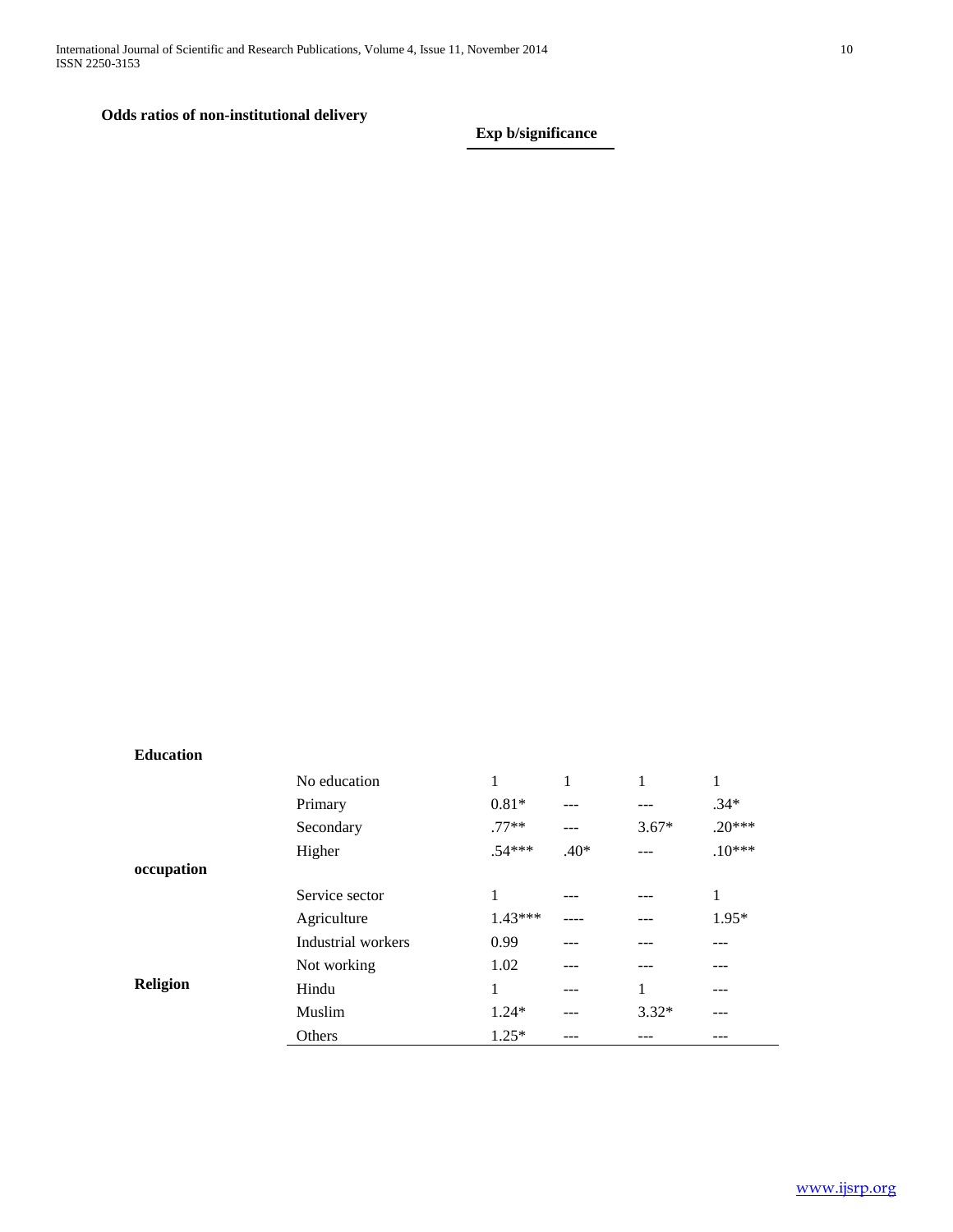**Odds ratios of non-institutional delivery**

| | | Exp b/significance | | | |
|---|---|---|---|---|---|
| **Education** | | | | | |
| | No education | 1 | 1 | 1 | 1 |
| | Primary | 0.81* | --- | --- | .34* |
| | Secondary | .77** | --- | 3.67* | .20*** |
| | Higher | .54*** | .40* | --- | .10*** |
| **occupation** | | | | | |
| | Service sector | 1 | --- | --- | 1 |
| | Agriculture | 1.43*** | ---- | --- | 1.95* |
| | Industrial workers | 0.99 | --- | --- | --- |
| | Not working | 1.02 | --- | --- | --- |
| **Religion** | Hindu | 1 | --- | 1 | --- |
| | Muslim | 1.24* | --- | 3.32* | --- |
| | Others | 1.25* | --- | --- | --- |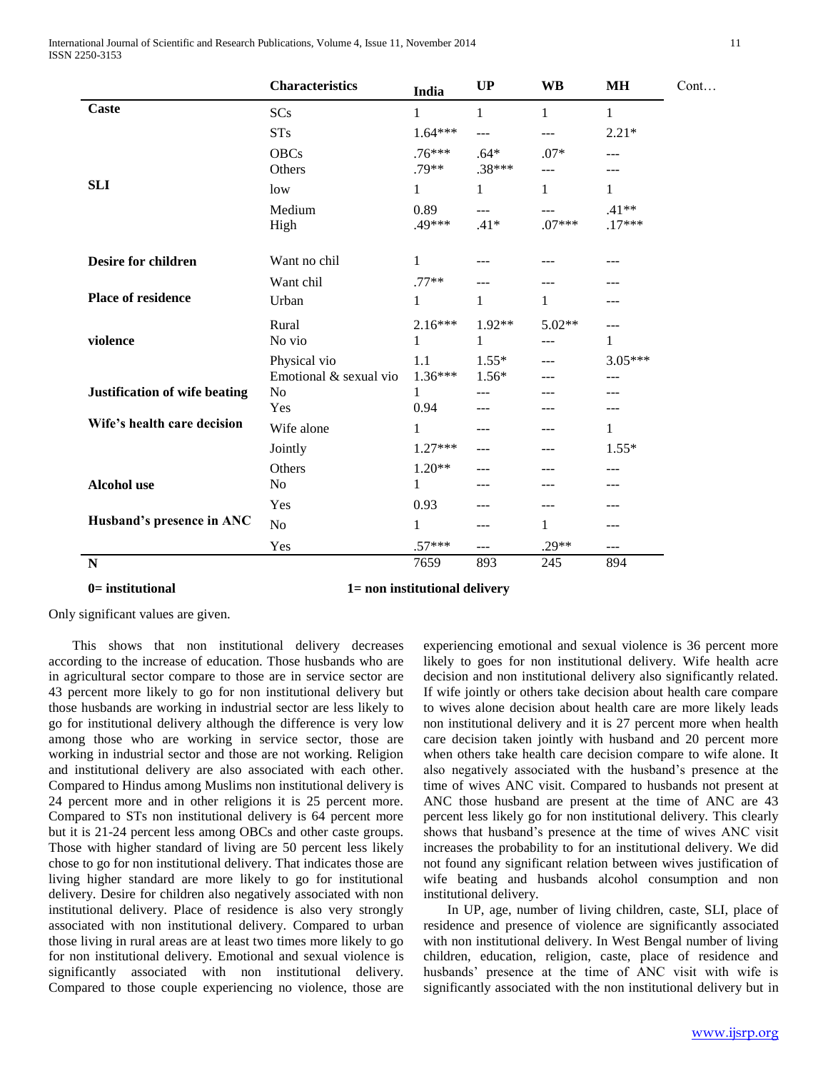| | Characteristics | India | UP | WB | MH | Cont… |
|---|---|---|---|---|---|---|
| **Caste** | SCs | 1 | 1 | 1 | 1 | |
| | STs | 1.64*** | --- | --- | 2.21* | |
| | OBCs | .76*** | .64* | .07* | --- | |
| | Others | .79** | .38*** | --- | --- | |
| **SLI** | low | 1 | 1 | 1 | 1 | |
| | Medium | 0.89 | --- | --- | .41** | |
| | High | .49*** | .41* | .07*** | .17*** | |
| **Desire for children** | Want no chil | 1 | --- | --- | --- | |
| | Want chil | .77** | --- | --- | --- | |
| **Place of residence** | Urban | 1 | 1 | 1 | --- | |
| | Rural | 2.16*** | 1.92** | 5.02** | --- | |
| **violence** | No vio | 1 | 1 | --- | 1 | |
| | Physical vio | 1.1 | 1.55* | --- | 3.05*** | |
| | Emotional & sexual vio | 1.36*** | 1.56* | --- | --- | |
| **Justification of wife beating** | No | 1 | --- | --- | --- | |
| | Yes | 0.94 | --- | --- | --- | |
| **Wife's health care decision** | Wife alone | 1 | --- | --- | 1 | |
| | Jointly | 1.27*** | --- | --- | 1.55* | |
| | Others | 1.20** | --- | --- | --- | |
| **Alcohol use** | No | 1 | --- | --- | --- | |
| | Yes | 0.93 | --- | --- | --- | |
| **Husband's presence in ANC** | No | 1 | --- | 1 | --- | |
| | Yes | .57*** | --- | .29** | --- | |
| **N** | | 7659 | 893 | 245 | 894 | |

**0= institutional** **1= non institutional delivery**

Only significant values are given.

This shows that non institutional delivery decreases according to the increase of education. Those husbands who are in agricultural sector compare to those are in service sector are 43 percent more likely to go for non institutional delivery but those husbands are working in industrial sector are less likely to go for institutional delivery although the difference is very low among those who are working in service sector, those are working in industrial sector and those are not working. Religion and institutional delivery are also associated with each other. Compared to Hindus among Muslims non institutional delivery is 24 percent more and in other religions it is 25 percent more. Compared to STs non institutional delivery is 64 percent more but it is 21-24 percent less among OBCs and other caste groups. Those with higher standard of living are 50 percent less likely chose to go for non institutional delivery. That indicates those are living higher standard are more likely to go for institutional delivery. Desire for children also negatively associated with non institutional delivery. Place of residence is also very strongly associated with non institutional delivery. Compared to urban those living in rural areas are at least two times more likely to go for non institutional delivery. Emotional and sexual violence is significantly associated with non institutional delivery. Compared to those couple experiencing no violence, those are experiencing emotional and sexual violence is 36 percent more likely to goes for non institutional delivery. Wife health acre decision and non institutional delivery also significantly related. If wife jointly or others take decision about health care compare to wives alone decision about health care are more likely leads non institutional delivery and it is 27 percent more when health care decision taken jointly with husband and 20 percent more when others take health care decision compare to wife alone. It also negatively associated with the husband's presence at the time of wives ANC visit. Compared to husbands not present at ANC those husband are present at the time of ANC are 43 percent less likely go for non institutional delivery. This clearly shows that husband's presence at the time of wives ANC visit increases the probability to for an institutional delivery. We did not found any significant relation between wives justification of wife beating and husbands alcohol consumption and non institutional delivery.

In UP, age, number of living children, caste, SLI, place of residence and presence of violence are significantly associated with non institutional delivery. In West Bengal number of living children, education, religion, caste, place of residence and husbands' presence at the time of ANC visit with wife is significantly associated with the non institutional delivery but in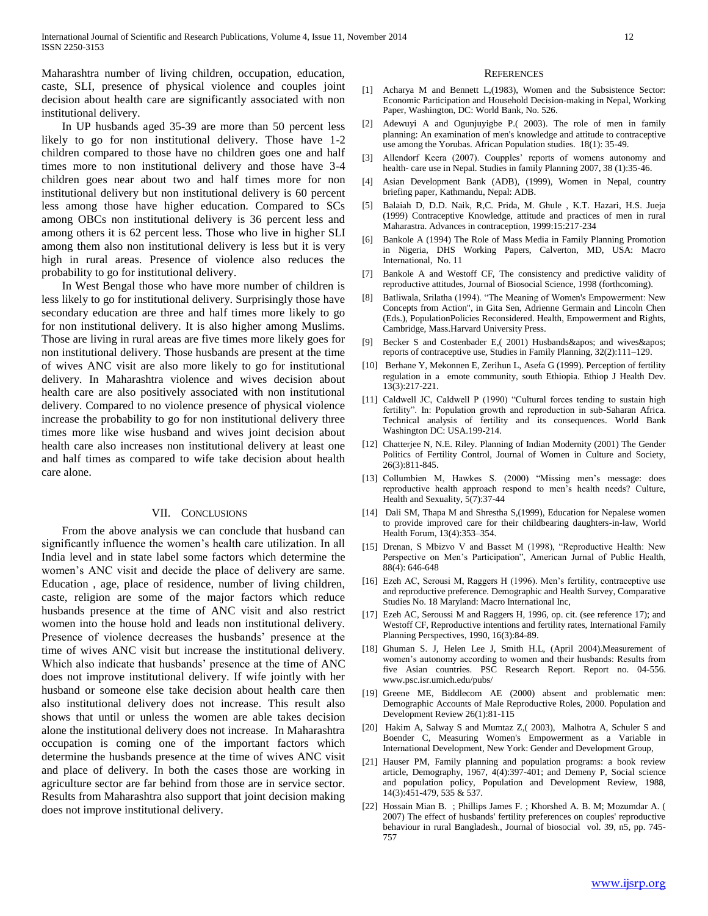Maharashtra number of living children, occupation, education, caste, SLI, presence of physical violence and couples joint decision about health care are significantly associated with non institutional delivery.

In UP husbands aged 35-39 are more than 50 percent less likely to go for non institutional delivery. Those have 1-2 children compared to those have no children goes one and half times more to non institutional delivery and those have 3-4 children goes near about two and half times more for non institutional delivery but non institutional delivery is 60 percent less among those have higher education. Compared to SCs among OBCs non institutional delivery is 36 percent less and among others it is 62 percent less. Those who live in higher SLI among them also non institutional delivery is less but it is very high in rural areas. Presence of violence also reduces the probability to go for institutional delivery.

In West Bengal those who have more number of children is less likely to go for institutional delivery. Surprisingly those have secondary education are three and half times more likely to go for non institutional delivery. It is also higher among Muslims. Those are living in rural areas are five times more likely goes for non institutional delivery. Those husbands are present at the time of wives ANC visit are also more likely to go for institutional delivery. In Maharashtra violence and wives decision about health care are also positively associated with non institutional delivery. Compared to no violence presence of physical violence increase the probability to go for non institutional delivery three times more like wise husband and wives joint decision about health care also increases non institutional delivery at least one and half times as compared to wife take decision about health care alone.

## VII. Conclusions

From the above analysis we can conclude that husband can significantly influence the women's health care utilization. In all India level and in state label some factors which determine the women's ANC visit and decide the place of delivery are same. Education , age, place of residence, number of living children, caste, religion are some of the major factors which reduce husbands presence at the time of ANC visit and also restrict women into the house hold and leads non institutional delivery. Presence of violence decreases the husbands' presence at the time of wives ANC visit but increase the institutional delivery. Which also indicate that husbands' presence at the time of ANC does not improve institutional delivery. If wife jointly with her husband or someone else take decision about health care then also institutional delivery does not increase. This result also shows that until or unless the women are able takes decision alone the institutional delivery does not increase. In Maharashtra occupation is coming one of the important factors which determine the husbands presence at the time of wives ANC visit and place of delivery. In both the cases those are working in agriculture sector are far behind from those are in service sector. Results from Maharashtra also support that joint decision making does not improve institutional delivery.

## References

[1] Acharya M and Bennett L,(1983), Women and the Subsistence Sector: Economic Participation and Household Decision-making in Nepal, Working Paper, Washington, DC: World Bank, No. 526.

[2] Adewuyi A and Ogunjuyigbe P.( 2003). The role of men in family planning: An examination of men's knowledge and attitude to contraceptive use among the Yorubas. African Population studies. 18(1): 35-49.

[3] Allendorf Keera (2007). Coupples' reports of womens autonomy and health- care use in Nepal. Studies in family Planning 2007, 38 (1):35-46.

[4] Asian Development Bank (ADB), (1999), Women in Nepal, country briefing paper, Kathmandu, Nepal: ADB.

[5] Balaiah D, D.D. Naik, R,C. Prida, M. Ghule , K.T. Hazari, H.S. Jueja (1999) Contraceptive Knowledge, attitude and practices of men in rural Maharastra. Advances in contraception, 1999:15:217-234

[6] Bankole A (1994) The Role of Mass Media in Family Planning Promotion in Nigeria, DHS Working Papers, Calverton, MD, USA: Macro International, No. 11

[7] Bankole A and Westoff CF, The consistency and predictive validity of reproductive attitudes, Journal of Biosocial Science, 1998 (forthcoming).

[8] Batliwala, Srilatha (1994). "The Meaning of Women's Empowerment: New Concepts from Action", in Gita Sen, Adrienne Germain and Lincoln Chen (Eds.), PopulationPolicies Reconsidered. Health, Empowerment and Rights, Cambridge, Mass.Harvard University Press.

[9] Becker S and Costenbader E,( 2001) Husbands&apos; and wives&apos; reports of contraceptive use, Studies in Family Planning, 32(2):111–129.

[10] Berhane Y, Mekonnen E, Zerihun L, Asefa G (1999). Perception of fertility regulation in a emote community, south Ethiopia. Ethiop J Health Dev. 13(3):217-221.

[11] Caldwell JC, Caldwell P (1990) "Cultural forces tending to sustain high fertility". In: Population growth and reproduction in sub-Saharan Africa. Technical analysis of fertility and its consequences. World Bank Washington DC: USA.199-214.

[12] Chatterjee N, N.E. Riley. Planning of Indian Modernity (2001) The Gender Politics of Fertility Control, Journal of Women in Culture and Society, 26(3):811-845.

[13] Collumbien M, Hawkes S. (2000) "Missing men's message: does reproductive health approach respond to men's health needs? Culture, Health and Sexuality, 5(7):37-44

[14] Dali SM, Thapa M and Shrestha S,(1999), Education for Nepalese women to provide improved care for their childbearing daughters-in-law, World Health Forum, 13(4):353–354.

[15] Drenan, S Mbizvo V and Basset M (1998), "Reproductive Health: New Perspective on Men's Participation", American Jurnal of Public Health, 88(4): 646-648

[16] Ezeh AC, Serousi M, Raggers H (1996). Men's fertility, contraceptive use and reproductive preference. Demographic and Health Survey, Comparative Studies No. 18 Maryland: Macro International Inc,

[17] Ezeh AC, Seroussi M and Raggers H, 1996, op. cit. (see reference 17); and Westoff CF, Reproductive intentions and fertility rates, International Family Planning Perspectives, 1990, 16(3):84-89.

[18] Ghuman S. J, Helen Lee J, Smith H.L, (April 2004).Measurement of women's autonomy according to women and their husbands: Results from five Asian countries. PSC Research Report. Report no. 04-556. www.psc.isr.umich.edu/pubs/

[19] Greene ME, Biddlecom AE (2000) absent and problematic men: Demographic Accounts of Male Reproductive Roles, 2000. Population and Development Review 26(1):81-115

[20] Hakim A, Salway S and Mumtaz Z,( 2003), Malhotra A, Schuler S and Boender C, Measuring Women's Empowerment as a Variable in International Development, New York: Gender and Development Group,

[21] Hauser PM, Family planning and population programs: a book review article, Demography, 1967, 4(4):397-401; and Demeny P, Social science and population policy, Population and Development Review, 1988, 14(3):451-479, 535 & 537.

[22] Hossain Mian B. ; Phillips James F. ; Khorshed A. B. M; Mozumdar A. ( 2007) The effect of husbands' fertility preferences on couples' reproductive behaviour in rural Bangladesh., Journal of biosocial vol. 39, n5, pp. 745-757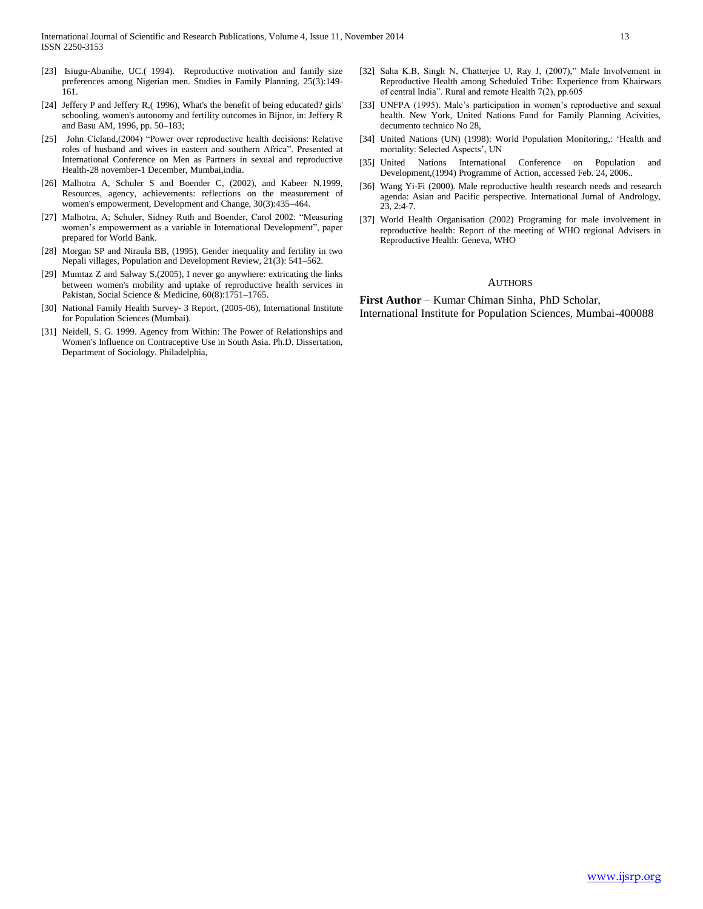[23] Isiugu-Abanihe, UC.( 1994). Reproductive motivation and family size preferences among Nigerian men. Studies in Family Planning. 25(3):149-161.

[24] Jeffery P and Jeffery R,( 1996), What's the benefit of being educated? girls' schooling, women's autonomy and fertility outcomes in Bijnor, in: Jeffery R and Basu AM, 1996, pp. 50–183;

[25] John Cleland,(2004) "Power over reproductive health decisions: Relative roles of husband and wives in eastern and southern Africa". Presented at International Conference on Men as Partners in sexual and reproductive Health-28 november-1 December, Mumbai,india.

[26] Malhotra A, Schuler S and Boender C, (2002), and Kabeer N,1999, Resources, agency, achievements: reflections on the measurement of women's empowerment, Development and Change, 30(3):435–464.

[27] Malhotra, A; Schuler, Sidney Ruth and Boender, Carol 2002: "Measuring women's empowerment as a variable in International Development", paper prepared for World Bank.

[28] Morgan SP and Niraula BB, (1995), Gender inequality and fertility in two Nepali villages, Population and Development Review, 21(3): 541–562.

[29] Mumtaz Z and Salway S,(2005), I never go anywhere: extricating the links between women's mobility and uptake of reproductive health services in Pakistan, Social Science & Medicine, 60(8):1751–1765.

[30] National Family Health Survey- 3 Report, (2005-06), International Institute for Population Sciences (Mumbai).

[31] Neidell, S. G. 1999. Agency from Within: The Power of Relationships and Women's Influence on Contraceptive Use in South Asia. Ph.D. Dissertation, Department of Sociology. Philadelphia,

[32] Saha K.B, Singh N, Chatterjee U, Ray J, (2007)," Male Involvement in Reproductive Health among Scheduled Tribe: Experience from Khairwars of central India". Rural and remote Health 7(2), pp.605

[33] UNFPA (1995). Male's participation in women's reproductive and sexual health. New York, United Nations Fund for Family Planning Acivities, decumento technico No 28,

[34] United Nations (UN) (1998): World Population Monitoring,: 'Health and mortality: Selected Aspects', UN

[35] United Nations International Conference on Population and Development,(1994) Programme of Action, accessed Feb. 24, 2006..

[36] Wang Yi-Fi (2000). Male reproductive health research needs and research agenda: Asian and Pacific perspective. International Jurnal of Andrology, 23, 2:4-7.

[37] World Health Organisation (2002) Programing for male involvement in reproductive health: Report of the meeting of WHO regional Advisers in Reproductive Health: Geneva, WHO

## AUTHORS

**First Author** – Kumar Chiman Sinha, PhD Scholar, International Institute for Population Sciences, Mumbai-400088